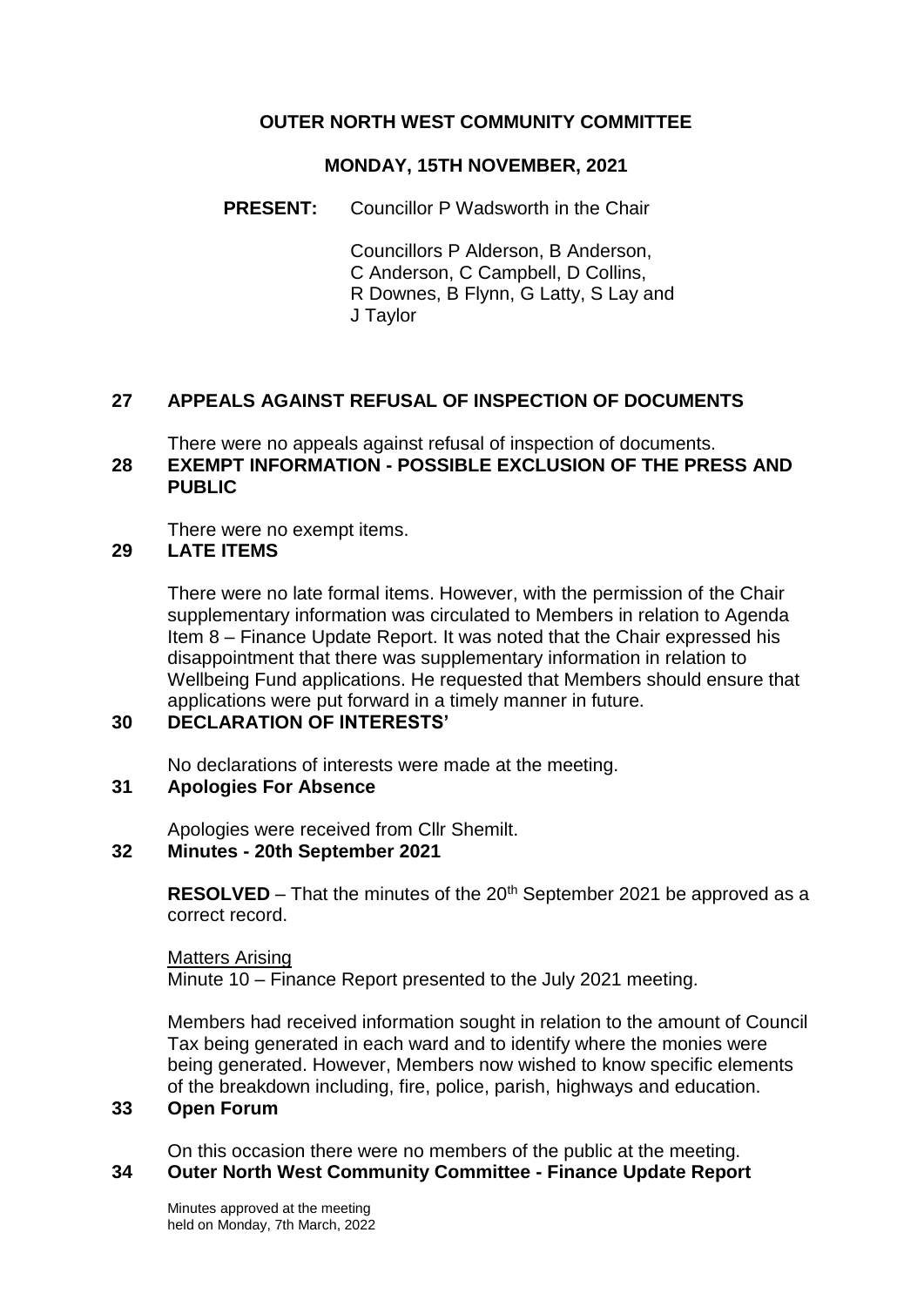# OUTER NORTH WEST COMMUNITY COMMITTEE

## MONDAY, 15TH NOVEMBER, 2021

**PRESENT:** Councillor P Wadsworth in the Chair

Councillors P Alderson, B Anderson, C Anderson, C Campbell, D Collins, R Downes, B Flynn, G Latty, S Lay and J Taylor

## 27 APPEALS AGAINST REFUSAL OF INSPECTION OF DOCUMENTS

There were no appeals against refusal of inspection of documents.

## 28 EXEMPT INFORMATION - POSSIBLE EXCLUSION OF THE PRESS AND PUBLIC

There were no exempt items.

## 29 LATE ITEMS

There were no late formal items. However, with the permission of the Chair supplementary information was circulated to Members in relation to Agenda Item 8 – Finance Update Report. It was noted that the Chair expressed his disappointment that there was supplementary information in relation to Wellbeing Fund applications. He requested that Members should ensure that applications were put forward in a timely manner in future.

## 30 DECLARATION OF INTERESTS'

No declarations of interests were made at the meeting.

## 31 Apologies For Absence

Apologies were received from Cllr Shemilt.

## 32 Minutes - 20th September 2021

**RESOLVED** – That the minutes of the 20th September 2021 be approved as a correct record.

Matters Arising
Minute 10 – Finance Report presented to the July 2021 meeting.

Members had received information sought in relation to the amount of Council Tax being generated in each ward and to identify where the monies were being generated. However, Members now wished to know specific elements of the breakdown including, fire, police, parish, highways and education.

## 33 Open Forum

On this occasion there were no members of the public at the meeting.

## 34 Outer North West Community Committee - Finance Update Report

Minutes approved at the meeting held on Monday, 7th March, 2022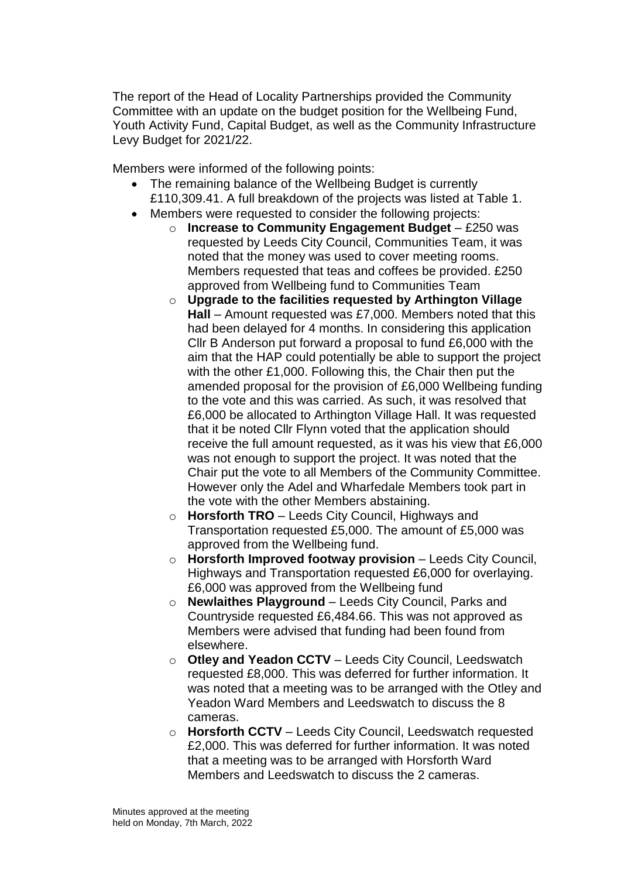The report of the Head of Locality Partnerships provided the Community Committee with an update on the budget position for the Wellbeing Fund, Youth Activity Fund, Capital Budget, as well as the Community Infrastructure Levy Budget for 2021/22.

Members were informed of the following points:

- The remaining balance of the Wellbeing Budget is currently £110,309.41. A full breakdown of the projects was listed at Table 1.
- Members were requested to consider the following projects:
  - **Increase to Community Engagement Budget** – £250 was requested by Leeds City Council, Communities Team, it was noted that the money was used to cover meeting rooms. Members requested that teas and coffees be provided. £250 approved from Wellbeing fund to Communities Team
  - **Upgrade to the facilities requested by Arthington Village Hall** – Amount requested was £7,000. Members noted that this had been delayed for 4 months. In considering this application Cllr B Anderson put forward a proposal to fund £6,000 with the aim that the HAP could potentially be able to support the project with the other £1,000. Following this, the Chair then put the amended proposal for the provision of £6,000 Wellbeing funding to the vote and this was carried. As such, it was resolved that £6,000 be allocated to Arthington Village Hall. It was requested that it be noted Cllr Flynn voted that the application should receive the full amount requested, as it was his view that £6,000 was not enough to support the project. It was noted that the Chair put the vote to all Members of the Community Committee. However only the Adel and Wharfedale Members took part in the vote with the other Members abstaining.
  - **Horsforth TRO** – Leeds City Council, Highways and Transportation requested £5,000. The amount of £5,000 was approved from the Wellbeing fund.
  - **Horsforth Improved footway provision** – Leeds City Council, Highways and Transportation requested £6,000 for overlaying. £6,000 was approved from the Wellbeing fund
  - **Newlaithes Playground** – Leeds City Council, Parks and Countryside requested £6,484.66. This was not approved as Members were advised that funding had been found from elsewhere.
  - **Otley and Yeadon CCTV** – Leeds City Council, Leedswatch requested £8,000. This was deferred for further information. It was noted that a meeting was to be arranged with the Otley and Yeadon Ward Members and Leedswatch to discuss the 8 cameras.
  - **Horsforth CCTV** – Leeds City Council, Leedswatch requested £2,000. This was deferred for further information. It was noted that a meeting was to be arranged with Horsforth Ward Members and Leedswatch to discuss the 2 cameras.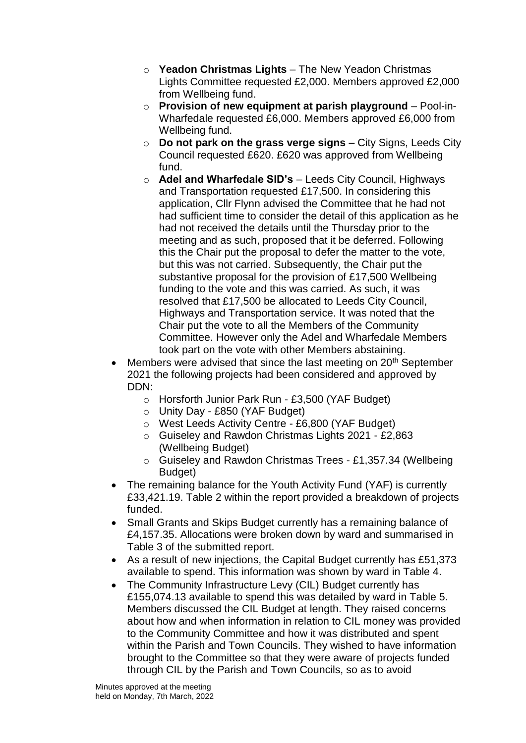- **Yeadon Christmas Lights** – The New Yeadon Christmas Lights Committee requested £2,000. Members approved £2,000 from Wellbeing fund.
  - **Provision of new equipment at parish playground** – Pool-in-Wharfedale requested £6,000. Members approved £6,000 from Wellbeing fund.
  - **Do not park on the grass verge signs** – City Signs, Leeds City Council requested £620. £620 was approved from Wellbeing fund.
  - **Adel and Wharfedale SID's** – Leeds City Council, Highways and Transportation requested £17,500. In considering this application, Cllr Flynn advised the Committee that he had not had sufficient time to consider the detail of this application as he had not received the details until the Thursday prior to the meeting and as such, proposed that it be deferred. Following this the Chair put the proposal to defer the matter to the vote, but this was not carried. Subsequently, the Chair put the substantive proposal for the provision of £17,500 Wellbeing funding to the vote and this was carried. As such, it was resolved that £17,500 be allocated to Leeds City Council, Highways and Transportation service. It was noted that the Chair put the vote to all the Members of the Community Committee. However only the Adel and Wharfedale Members took part on the vote with other Members abstaining.
- Members were advised that since the last meeting on 20th September 2021 the following projects had been considered and approved by DDN:
  - Horsforth Junior Park Run - £3,500 (YAF Budget)
  - Unity Day - £850 (YAF Budget)
  - West Leeds Activity Centre - £6,800 (YAF Budget)
  - Guiseley and Rawdon Christmas Lights 2021 - £2,863 (Wellbeing Budget)
  - Guiseley and Rawdon Christmas Trees - £1,357.34 (Wellbeing Budget)
- The remaining balance for the Youth Activity Fund (YAF) is currently £33,421.19. Table 2 within the report provided a breakdown of projects funded.
- Small Grants and Skips Budget currently has a remaining balance of £4,157.35. Allocations were broken down by ward and summarised in Table 3 of the submitted report.
- As a result of new injections, the Capital Budget currently has £51,373 available to spend. This information was shown by ward in Table 4.
- The Community Infrastructure Levy (CIL) Budget currently has £155,074.13 available to spend this was detailed by ward in Table 5. Members discussed the CIL Budget at length. They raised concerns about how and when information in relation to CIL money was provided to the Community Committee and how it was distributed and spent within the Parish and Town Councils. They wished to have information brought to the Committee so that they were aware of projects funded through CIL by the Parish and Town Councils, so as to avoid

Minutes approved at the meeting
held on Monday, 7th March, 2022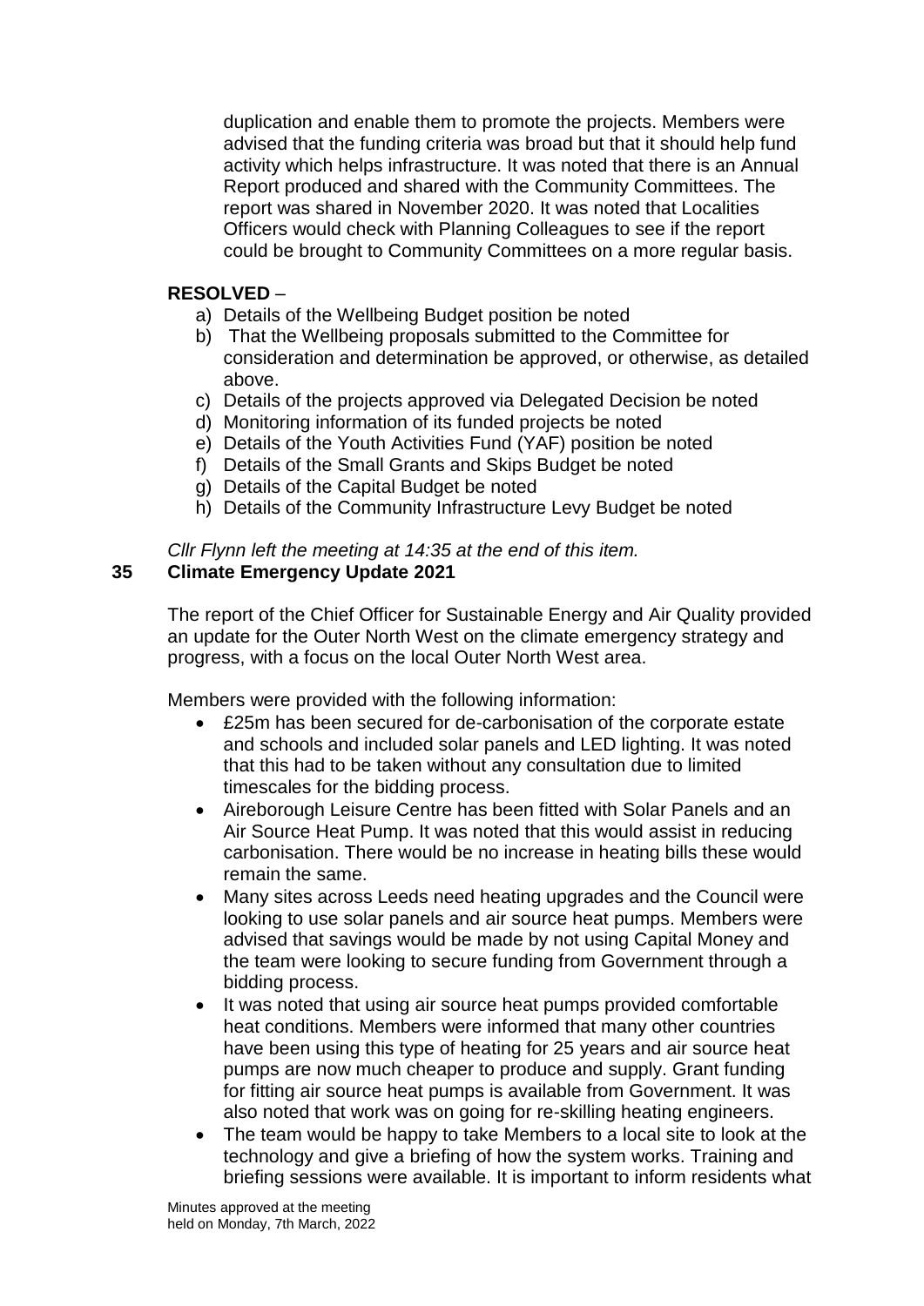duplication and enable them to promote the projects. Members were advised that the funding criteria was broad but that it should help fund activity which helps infrastructure. It was noted that there is an Annual Report produced and shared with the Community Committees. The report was shared in November 2020. It was noted that Localities Officers would check with Planning Colleagues to see if the report could be brought to Community Committees on a more regular basis.

**RESOLVED** –

a) Details of the Wellbeing Budget position be noted
b) That the Wellbeing proposals submitted to the Committee for consideration and determination be approved, or otherwise, as detailed above.
c) Details of the projects approved via Delegated Decision be noted
d) Monitoring information of its funded projects be noted
e) Details of the Youth Activities Fund (YAF) position be noted
f) Details of the Small Grants and Skips Budget be noted
g) Details of the Capital Budget be noted
h) Details of the Community Infrastructure Levy Budget be noted

*Cllr Flynn left the meeting at 14:35 at the end of this item.*

**35 Climate Emergency Update 2021**

The report of the Chief Officer for Sustainable Energy and Air Quality provided an update for the Outer North West on the climate emergency strategy and progress, with a focus on the local Outer North West area.

Members were provided with the following information:

- £25m has been secured for de-carbonisation of the corporate estate and schools and included solar panels and LED lighting. It was noted that this had to be taken without any consultation due to limited timescales for the bidding process.
- Aireborough Leisure Centre has been fitted with Solar Panels and an Air Source Heat Pump. It was noted that this would assist in reducing carbonisation. There would be no increase in heating bills these would remain the same.
- Many sites across Leeds need heating upgrades and the Council were looking to use solar panels and air source heat pumps. Members were advised that savings would be made by not using Capital Money and the team were looking to secure funding from Government through a bidding process.
- It was noted that using air source heat pumps provided comfortable heat conditions. Members were informed that many other countries have been using this type of heating for 25 years and air source heat pumps are now much cheaper to produce and supply. Grant funding for fitting air source heat pumps is available from Government. It was also noted that work was on going for re-skilling heating engineers.
- The team would be happy to take Members to a local site to look at the technology and give a briefing of how the system works. Training and briefing sessions were available. It is important to inform residents what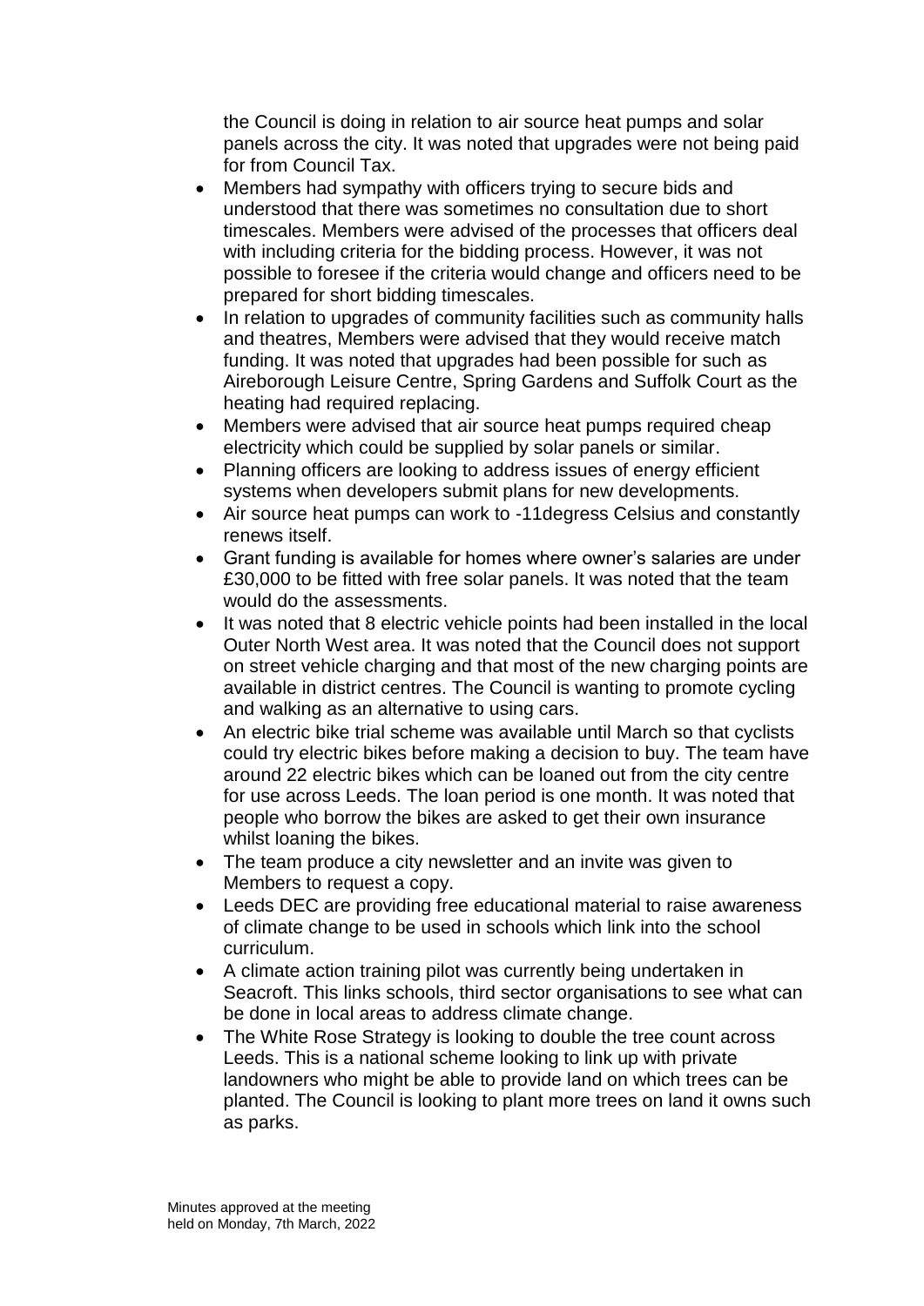the Council is doing in relation to air source heat pumps and solar panels across the city. It was noted that upgrades were not being paid for from Council Tax.

- Members had sympathy with officers trying to secure bids and understood that there was sometimes no consultation due to short timescales. Members were advised of the processes that officers deal with including criteria for the bidding process. However, it was not possible to foresee if the criteria would change and officers need to be prepared for short bidding timescales.
- In relation to upgrades of community facilities such as community halls and theatres, Members were advised that they would receive match funding. It was noted that upgrades had been possible for such as Aireborough Leisure Centre, Spring Gardens and Suffolk Court as the heating had required replacing.
- Members were advised that air source heat pumps required cheap electricity which could be supplied by solar panels or similar.
- Planning officers are looking to address issues of energy efficient systems when developers submit plans for new developments.
- Air source heat pumps can work to -11degress Celsius and constantly renews itself.
- Grant funding is available for homes where owner's salaries are under £30,000 to be fitted with free solar panels. It was noted that the team would do the assessments.
- It was noted that 8 electric vehicle points had been installed in the local Outer North West area. It was noted that the Council does not support on street vehicle charging and that most of the new charging points are available in district centres. The Council is wanting to promote cycling and walking as an alternative to using cars.
- An electric bike trial scheme was available until March so that cyclists could try electric bikes before making a decision to buy. The team have around 22 electric bikes which can be loaned out from the city centre for use across Leeds. The loan period is one month. It was noted that people who borrow the bikes are asked to get their own insurance whilst loaning the bikes.
- The team produce a city newsletter and an invite was given to Members to request a copy.
- Leeds DEC are providing free educational material to raise awareness of climate change to be used in schools which link into the school curriculum.
- A climate action training pilot was currently being undertaken in Seacroft. This links schools, third sector organisations to see what can be done in local areas to address climate change.
- The White Rose Strategy is looking to double the tree count across Leeds. This is a national scheme looking to link up with private landowners who might be able to provide land on which trees can be planted. The Council is looking to plant more trees on land it owns such as parks.

Minutes approved at the meeting held on Monday, 7th March, 2022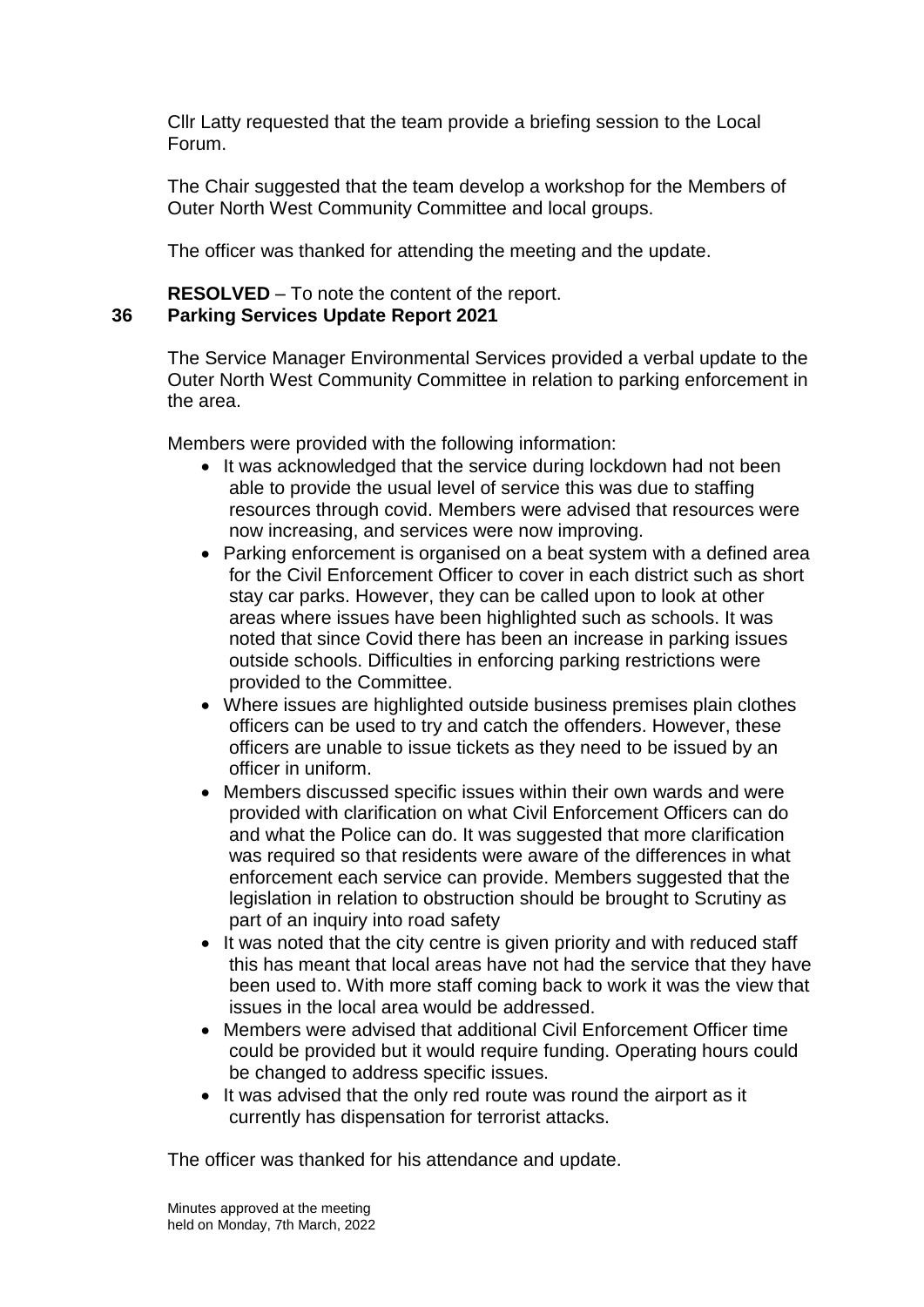Cllr Latty requested that the team provide a briefing session to the Local Forum.

The Chair suggested that the team develop a workshop for the Members of Outer North West Community Committee and local groups.

The officer was thanked for attending the meeting and the update.

**RESOLVED** – To note the content of the report.

## 36 Parking Services Update Report 2021

The Service Manager Environmental Services provided a verbal update to the Outer North West Community Committee in relation to parking enforcement in the area.

Members were provided with the following information:

- It was acknowledged that the service during lockdown had not been able to provide the usual level of service this was due to staffing resources through covid. Members were advised that resources were now increasing, and services were now improving.
- Parking enforcement is organised on a beat system with a defined area for the Civil Enforcement Officer to cover in each district such as short stay car parks. However, they can be called upon to look at other areas where issues have been highlighted such as schools. It was noted that since Covid there has been an increase in parking issues outside schools. Difficulties in enforcing parking restrictions were provided to the Committee.
- Where issues are highlighted outside business premises plain clothes officers can be used to try and catch the offenders. However, these officers are unable to issue tickets as they need to be issued by an officer in uniform.
- Members discussed specific issues within their own wards and were provided with clarification on what Civil Enforcement Officers can do and what the Police can do. It was suggested that more clarification was required so that residents were aware of the differences in what enforcement each service can provide. Members suggested that the legislation in relation to obstruction should be brought to Scrutiny as part of an inquiry into road safety
- It was noted that the city centre is given priority and with reduced staff this has meant that local areas have not had the service that they have been used to. With more staff coming back to work it was the view that issues in the local area would be addressed.
- Members were advised that additional Civil Enforcement Officer time could be provided but it would require funding. Operating hours could be changed to address specific issues.
- It was advised that the only red route was round the airport as it currently has dispensation for terrorist attacks.

The officer was thanked for his attendance and update.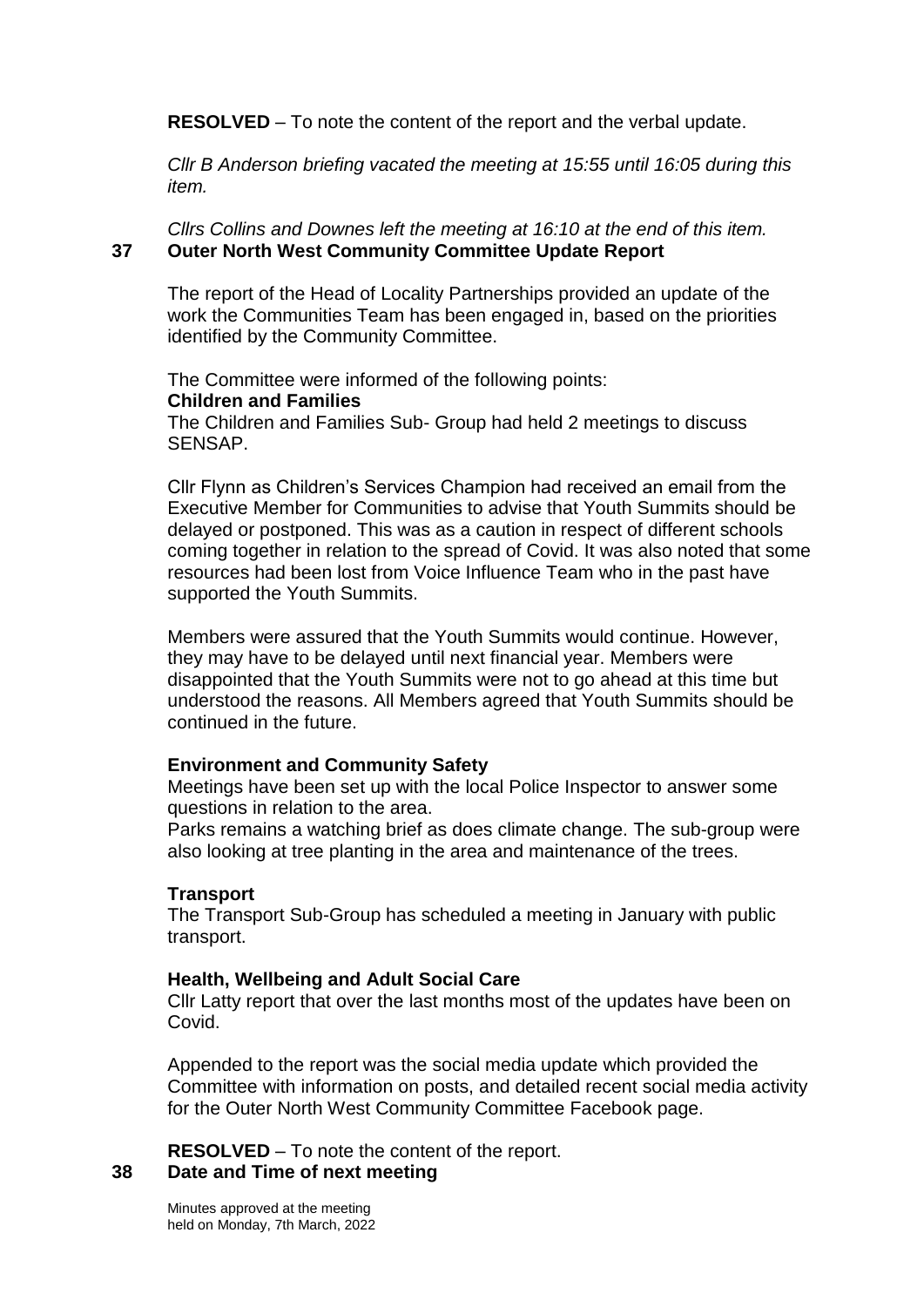**RESOLVED** – To note the content of the report and the verbal update.

*Cllr B Anderson briefing vacated the meeting at 15:55 until 16:05 during this item.*

*Cllrs Collins and Downes left the meeting at 16:10 at the end of this item.*

## 37 Outer North West Community Committee Update Report

The report of the Head of Locality Partnerships provided an update of the work the Communities Team has been engaged in, based on the priorities identified by the Community Committee.

The Committee were informed of the following points:

**Children and Families**

The Children and Families Sub- Group had held 2 meetings to discuss SENSAP.

Cllr Flynn as Children's Services Champion had received an email from the Executive Member for Communities to advise that Youth Summits should be delayed or postponed. This was as a caution in respect of different schools coming together in relation to the spread of Covid. It was also noted that some resources had been lost from Voice Influence Team who in the past have supported the Youth Summits.

Members were assured that the Youth Summits would continue. However, they may have to be delayed until next financial year. Members were disappointed that the Youth Summits were not to go ahead at this time but understood the reasons. All Members agreed that Youth Summits should be continued in the future.

**Environment and Community Safety**

Meetings have been set up with the local Police Inspector to answer some questions in relation to the area.

Parks remains a watching brief as does climate change. The sub-group were also looking at tree planting in the area and maintenance of the trees.

**Transport**

The Transport Sub-Group has scheduled a meeting in January with public transport.

**Health, Wellbeing and Adult Social Care**

Cllr Latty report that over the last months most of the updates have been on Covid.

Appended to the report was the social media update which provided the Committee with information on posts, and detailed recent social media activity for the Outer North West Community Committee Facebook page.

**RESOLVED** – To note the content of the report.

## 38 Date and Time of next meeting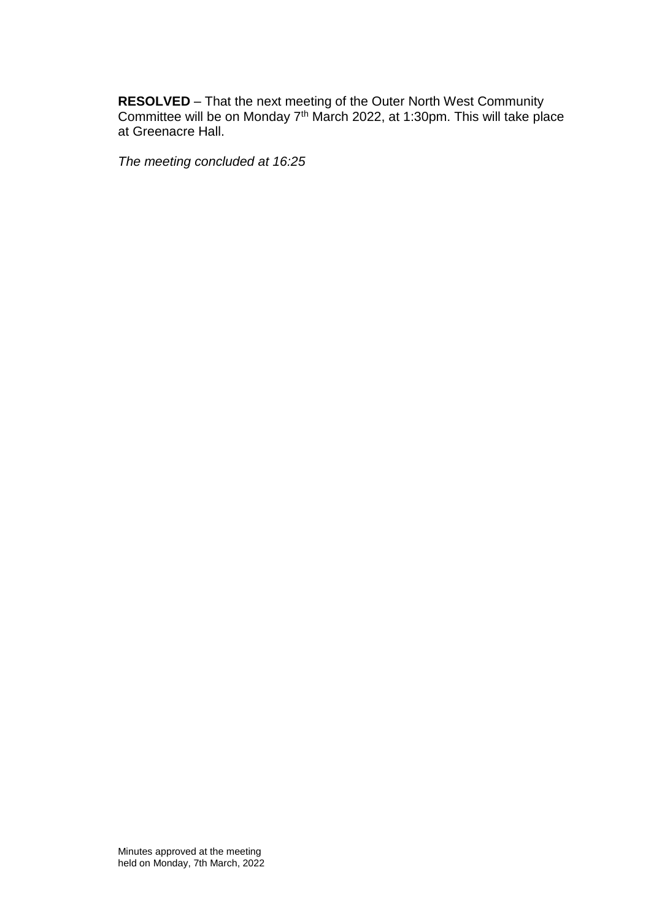**RESOLVED** – That the next meeting of the Outer North West Community Committee will be on Monday 7th March 2022, at 1:30pm. This will take place at Greenacre Hall.

*The meeting concluded at 16:25*

Minutes approved at the meeting
held on Monday, 7th March, 2022